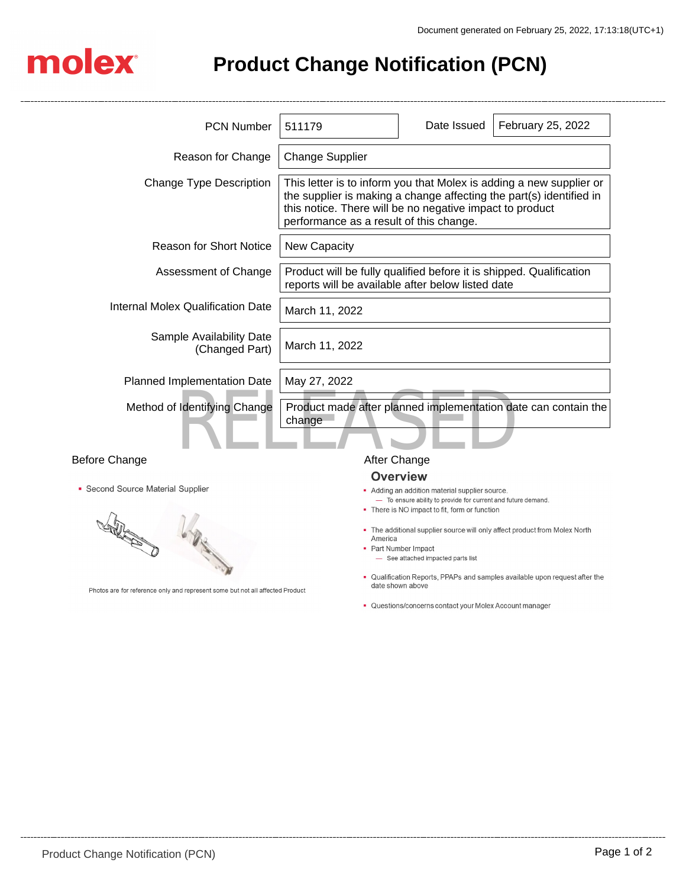# Product Change Notification (PCN)

| | |
|---|---|
| PCN Number | 511179 |
| Date Issued | February 25, 2022 |
| Reason for Change | Change Supplier |
| Change Type Description | This letter is to inform you that Molex is adding a new supplier or the supplier is making a change affecting the part(s) identified in this notice. There will be no negative impact to product performance as a result of this change. |
| Reason for Short Notice | New Capacity |
| Assessment of Change | Product will be fully qualified before it is shipped. Qualification reports will be available after below listed date |
| Internal Molex Qualification Date | March 11, 2022 |
| Sample Availability Date (Changed Part) | March 11, 2022 |
| Planned Implementation Date | May 27, 2022 |
| Method of Identifying Change | Product made after planned implementation date can contain the change |

RELEASED

## Before Change

- Second Source Material Supplier

Photos are for reference only and represent some but not all affected Product

## After Change

### Overview

- Adding an addition material supplier source.
  - To ensure ability to provide for current and future demand.
- There is NO impact to fit, form or function
- The additional supplier source will only affect product from Molex North America
- Part Number Impact
  - See attached impacted parts list
- Qualification Reports, PPAPs and samples available upon request after the date shown above
- Questions/concerns contact your Molex Account manager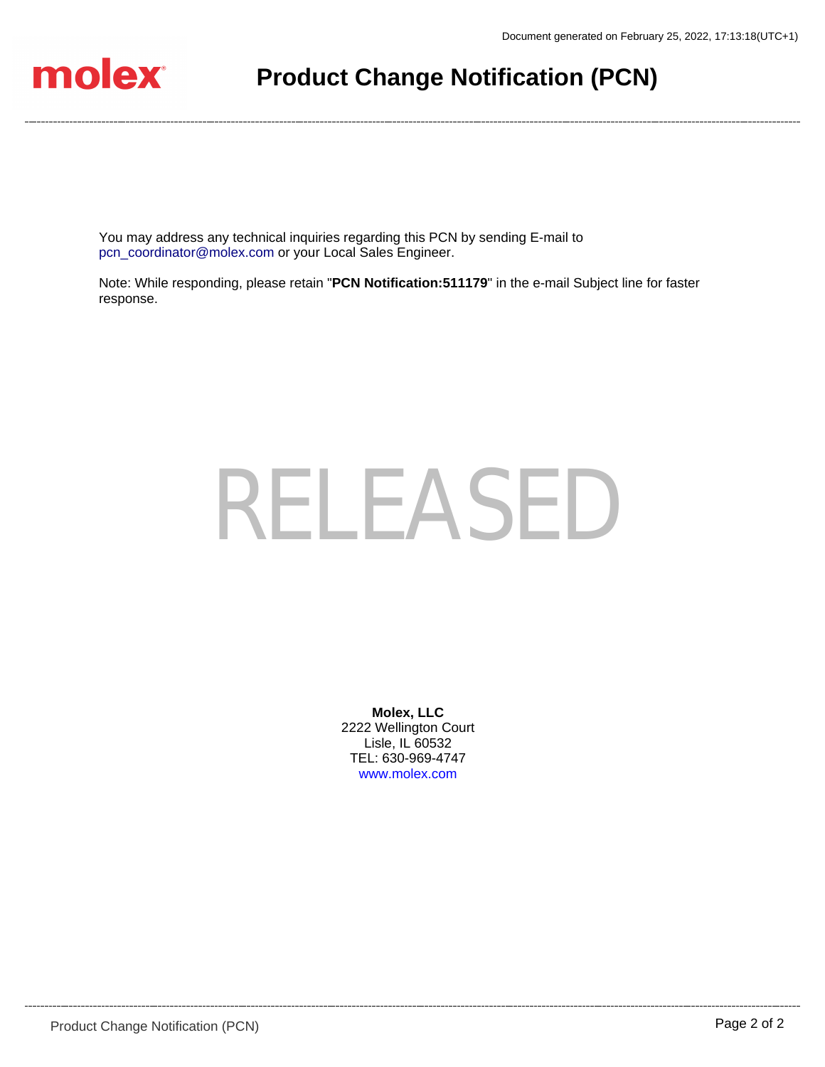You may address any technical inquiries regarding this PCN by sending E-mail to pcn_coordinator@molex.com or your Local Sales Engineer.

Note: While responding, please retain "**PCN Notification:511179**" in the e-mail Subject line for faster response.

RELEASED

**Molex, LLC**
2222 Wellington Court
Lisle, IL 60532
TEL: 630-969-4747
www.molex.com